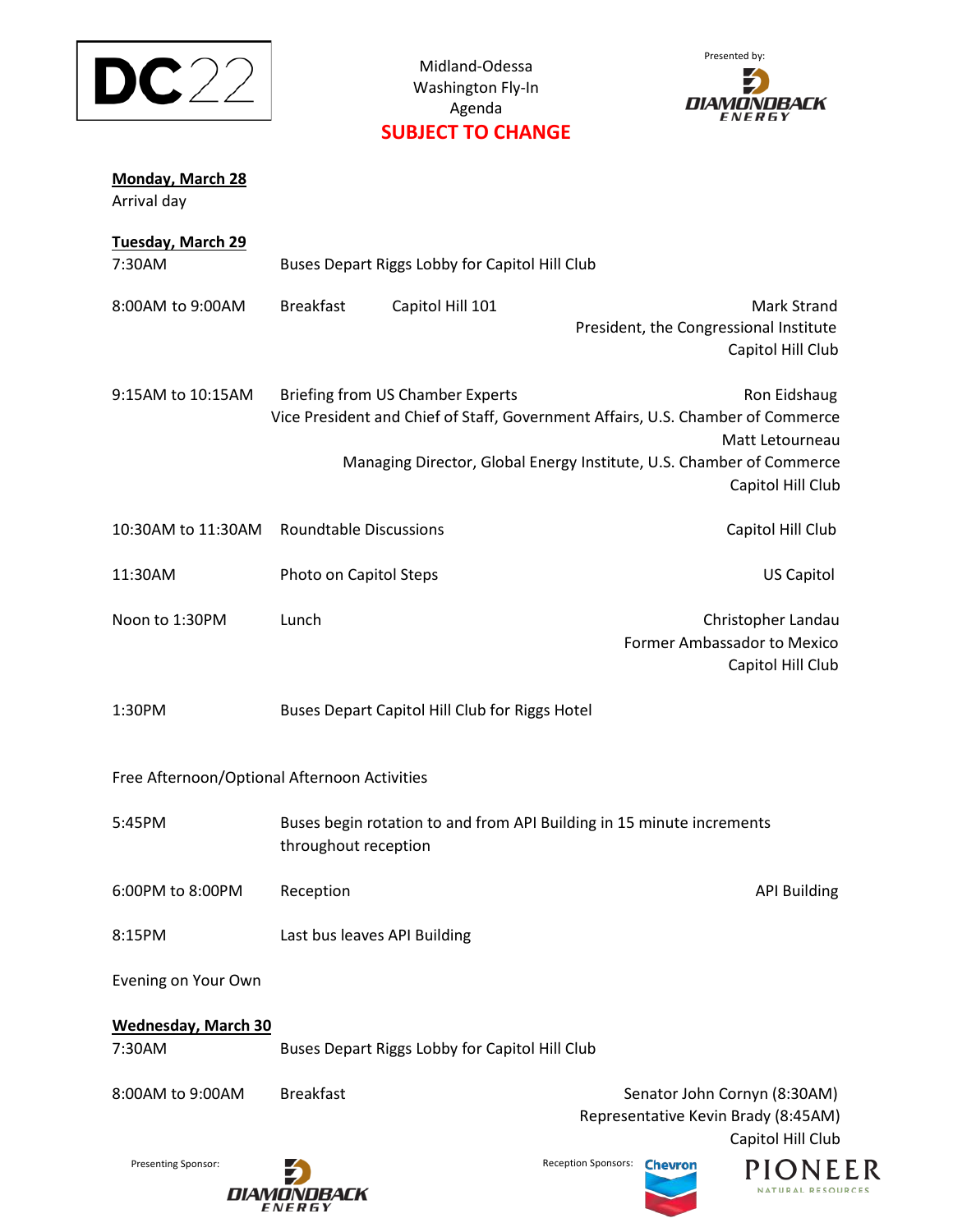DC22

Midland-Odessa
Washington Fly-In
Agenda
**SUBJECT TO CHANGE**

Presented by: DIAMONDBACK ENERGY

**Monday, March 28**
Arrival day

**Tuesday, March 29**

| | | |
|---|---|---|
| 7:30AM | Buses Depart Riggs Lobby for Capitol Hill Club | |
| 8:00AM to 9:00AM | Breakfast — Capitol Hill 101 | Mark Strand<br>President, the Congressional Institute<br>Capitol Hill Club |
| 9:15AM to 10:15AM | Briefing from US Chamber Experts | Ron Eidshaug<br>Vice President and Chief of Staff, Government Affairs, U.S. Chamber of Commerce<br>Matt Letourneau<br>Managing Director, Global Energy Institute, U.S. Chamber of Commerce<br>Capitol Hill Club |
| 10:30AM to 11:30AM | Roundtable Discussions | Capitol Hill Club |
| 11:30AM | Photo on Capitol Steps | US Capitol |
| Noon to 1:30PM | Lunch | Christopher Landau<br>Former Ambassador to Mexico<br>Capitol Hill Club |
| 1:30PM | Buses Depart Capitol Hill Club for Riggs Hotel | |

Free Afternoon/Optional Afternoon Activities

| | | |
|---|---|---|
| 5:45PM | Buses begin rotation to and from API Building in 15 minute increments throughout reception | |
| 6:00PM to 8:00PM | Reception | API Building |
| 8:15PM | Last bus leaves API Building | |

Evening on Your Own

**Wednesday, March 30**

| | | |
|---|---|---|
| 7:30AM | Buses Depart Riggs Lobby for Capitol Hill Club | |
| 8:00AM to 9:00AM | Breakfast | Senator John Cornyn (8:30AM)<br>Representative Kevin Brady (8:45AM)<br>Capitol Hill Club |

Presenting Sponsor: DIAMONDBACK ENERGY

Reception Sponsors: Chevron, PIONEER NATURAL RESOURCES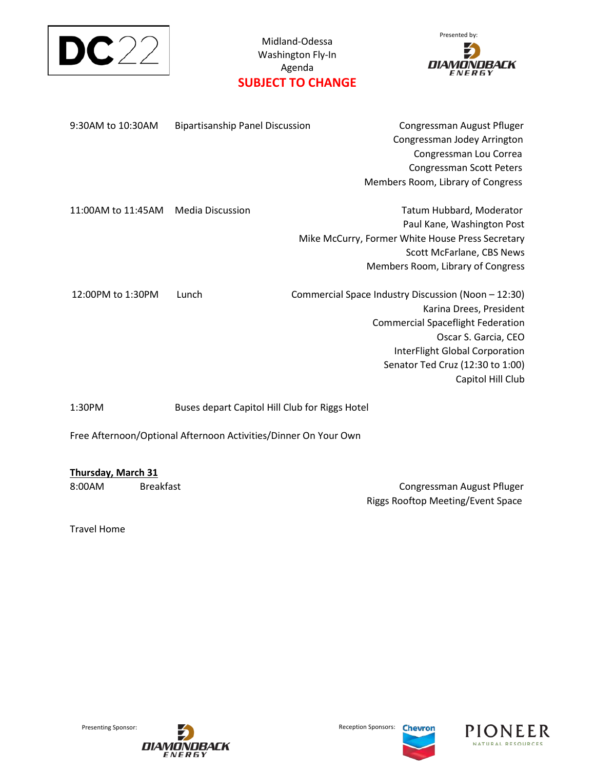DC22

Midland-Odessa Washington Fly-In Agenda

**SUBJECT TO CHANGE**

Presented by: DIAMONDBACK ENERGY

| | | |
|---|---|---|
| 9:30AM to 10:30AM | Bipartisanship Panel Discussion | Congressman August Pfluger<br>Congressman Jodey Arrington<br>Congressman Lou Correa<br>Congressman Scott Peters<br>Members Room, Library of Congress |
| 11:00AM to 11:45AM | Media Discussion | Tatum Hubbard, Moderator<br>Paul Kane, Washington Post<br>Mike McCurry, Former White House Press Secretary<br>Scott McFarlane, CBS News<br>Members Room, Library of Congress |
| 12:00PM to 1:30PM | Lunch | Commercial Space Industry Discussion (Noon – 12:30)<br>Karina Drees, President<br>Commercial Spaceflight Federation<br>Oscar S. Garcia, CEO<br>InterFlight Global Corporation<br>Senator Ted Cruz (12:30 to 1:00)<br>Capitol Hill Club |
| 1:30PM | Buses depart Capitol Hill Club for Riggs Hotel | |

Free Afternoon/Optional Afternoon Activities/Dinner On Your Own

**Thursday, March 31**

| | | |
|---|---|---|
| 8:00AM | Breakfast | Congressman August Pfluger<br>Riggs Rooftop Meeting/Event Space |

Travel Home

Presenting Sponsor: DIAMONDBACK ENERGY

Reception Sponsors: Chevron, PIONEER NATURAL RESOURCES